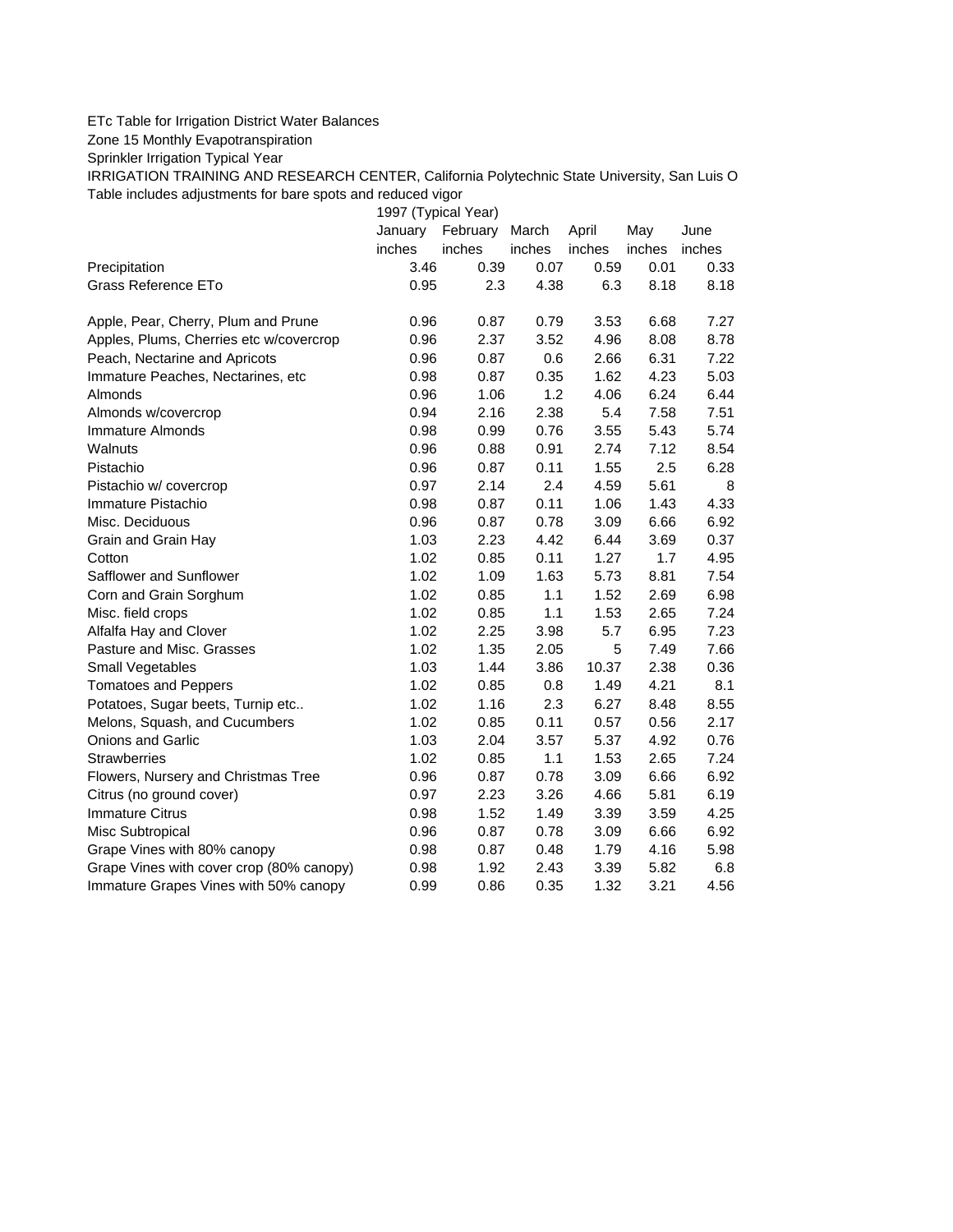ETc Table for Irrigation District Water Balances

Zone 15 Monthly Evapotranspiration

Sprinkler Irrigation Typical Year

IRRIGATION TRAINING AND RESEARCH CENTER, California Polytechnic State University, San Luis O

Table includes adjustments for bare spots and reduced vigor

| | 1997 (Typical Year) | | | | | |
|---|---|---|---|---|---|---|
| | January | February | March | April | May | June |
| | inches | inches | inches | inches | inches | inches |
| Precipitation | 3.46 | 0.39 | 0.07 | 0.59 | 0.01 | 0.33 |
| Grass Reference ETo | 0.95 | 2.3 | 4.38 | 6.3 | 8.18 | 8.18 |
| | | | | | | |
| Apple, Pear, Cherry, Plum and Prune | 0.96 | 0.87 | 0.79 | 3.53 | 6.68 | 7.27 |
| Apples, Plums, Cherries etc w/covercrop | 0.96 | 2.37 | 3.52 | 4.96 | 8.08 | 8.78 |
| Peach, Nectarine and Apricots | 0.96 | 0.87 | 0.6 | 2.66 | 6.31 | 7.22 |
| Immature Peaches, Nectarines, etc | 0.98 | 0.87 | 0.35 | 1.62 | 4.23 | 5.03 |
| Almonds | 0.96 | 1.06 | 1.2 | 4.06 | 6.24 | 6.44 |
| Almonds w/covercrop | 0.94 | 2.16 | 2.38 | 5.4 | 7.58 | 7.51 |
| Immature Almonds | 0.98 | 0.99 | 0.76 | 3.55 | 5.43 | 5.74 |
| Walnuts | 0.96 | 0.88 | 0.91 | 2.74 | 7.12 | 8.54 |
| Pistachio | 0.96 | 0.87 | 0.11 | 1.55 | 2.5 | 6.28 |
| Pistachio w/ covercrop | 0.97 | 2.14 | 2.4 | 4.59 | 5.61 | 8 |
| Immature Pistachio | 0.98 | 0.87 | 0.11 | 1.06 | 1.43 | 4.33 |
| Misc. Deciduous | 0.96 | 0.87 | 0.78 | 3.09 | 6.66 | 6.92 |
| Grain and Grain Hay | 1.03 | 2.23 | 4.42 | 6.44 | 3.69 | 0.37 |
| Cotton | 1.02 | 0.85 | 0.11 | 1.27 | 1.7 | 4.95 |
| Safflower and Sunflower | 1.02 | 1.09 | 1.63 | 5.73 | 8.81 | 7.54 |
| Corn and Grain Sorghum | 1.02 | 0.85 | 1.1 | 1.52 | 2.69 | 6.98 |
| Misc. field crops | 1.02 | 0.85 | 1.1 | 1.53 | 2.65 | 7.24 |
| Alfalfa Hay and Clover | 1.02 | 2.25 | 3.98 | 5.7 | 6.95 | 7.23 |
| Pasture and Misc. Grasses | 1.02 | 1.35 | 2.05 | 5 | 7.49 | 7.66 |
| Small Vegetables | 1.03 | 1.44 | 3.86 | 10.37 | 2.38 | 0.36 |
| Tomatoes and Peppers | 1.02 | 0.85 | 0.8 | 1.49 | 4.21 | 8.1 |
| Potatoes, Sugar beets, Turnip etc.. | 1.02 | 1.16 | 2.3 | 6.27 | 8.48 | 8.55 |
| Melons, Squash, and Cucumbers | 1.02 | 0.85 | 0.11 | 0.57 | 0.56 | 2.17 |
| Onions and Garlic | 1.03 | 2.04 | 3.57 | 5.37 | 4.92 | 0.76 |
| Strawberries | 1.02 | 0.85 | 1.1 | 1.53 | 2.65 | 7.24 |
| Flowers, Nursery and Christmas Tree | 0.96 | 0.87 | 0.78 | 3.09 | 6.66 | 6.92 |
| Citrus (no ground cover) | 0.97 | 2.23 | 3.26 | 4.66 | 5.81 | 6.19 |
| Immature Citrus | 0.98 | 1.52 | 1.49 | 3.39 | 3.59 | 4.25 |
| Misc Subtropical | 0.96 | 0.87 | 0.78 | 3.09 | 6.66 | 6.92 |
| Grape Vines with 80% canopy | 0.98 | 0.87 | 0.48 | 1.79 | 4.16 | 5.98 |
| Grape Vines with cover crop (80% canopy) | 0.98 | 1.92 | 2.43 | 3.39 | 5.82 | 6.8 |
| Immature Grapes Vines with 50% canopy | 0.99 | 0.86 | 0.35 | 1.32 | 3.21 | 4.56 |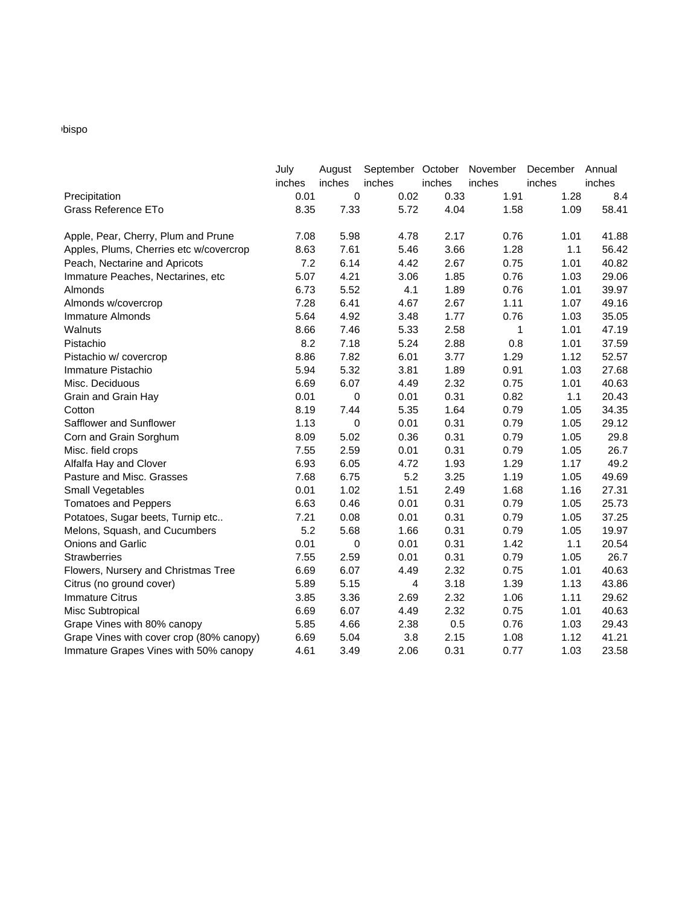bispo

| | July inches | August inches | September inches | October inches | November inches | December inches | Annual inches |
|---|---|---|---|---|---|---|---|
| Precipitation | 0.01 | 0 | 0.02 | 0.33 | 1.91 | 1.28 | 8.4 |
| Grass Reference ETo | 8.35 | 7.33 | 5.72 | 4.04 | 1.58 | 1.09 | 58.41 |
| Apple, Pear, Cherry, Plum and Prune | 7.08 | 5.98 | 4.78 | 2.17 | 0.76 | 1.01 | 41.88 |
| Apples, Plums, Cherries etc w/covercrop | 8.63 | 7.61 | 5.46 | 3.66 | 1.28 | 1.1 | 56.42 |
| Peach, Nectarine and Apricots | 7.2 | 6.14 | 4.42 | 2.67 | 0.75 | 1.01 | 40.82 |
| Immature Peaches, Nectarines, etc | 5.07 | 4.21 | 3.06 | 1.85 | 0.76 | 1.03 | 29.06 |
| Almonds | 6.73 | 5.52 | 4.1 | 1.89 | 0.76 | 1.01 | 39.97 |
| Almonds w/covercrop | 7.28 | 6.41 | 4.67 | 2.67 | 1.11 | 1.07 | 49.16 |
| Immature Almonds | 5.64 | 4.92 | 3.48 | 1.77 | 0.76 | 1.03 | 35.05 |
| Walnuts | 8.66 | 7.46 | 5.33 | 2.58 | 1 | 1.01 | 47.19 |
| Pistachio | 8.2 | 7.18 | 5.24 | 2.88 | 0.8 | 1.01 | 37.59 |
| Pistachio w/ covercrop | 8.86 | 7.82 | 6.01 | 3.77 | 1.29 | 1.12 | 52.57 |
| Immature Pistachio | 5.94 | 5.32 | 3.81 | 1.89 | 0.91 | 1.03 | 27.68 |
| Misc. Deciduous | 6.69 | 6.07 | 4.49 | 2.32 | 0.75 | 1.01 | 40.63 |
| Grain and Grain Hay | 0.01 | 0 | 0.01 | 0.31 | 0.82 | 1.1 | 20.43 |
| Cotton | 8.19 | 7.44 | 5.35 | 1.64 | 0.79 | 1.05 | 34.35 |
| Safflower and Sunflower | 1.13 | 0 | 0.01 | 0.31 | 0.79 | 1.05 | 29.12 |
| Corn and Grain Sorghum | 8.09 | 5.02 | 0.36 | 0.31 | 0.79 | 1.05 | 29.8 |
| Misc. field crops | 7.55 | 2.59 | 0.01 | 0.31 | 0.79 | 1.05 | 26.7 |
| Alfalfa Hay and Clover | 6.93 | 6.05 | 4.72 | 1.93 | 1.29 | 1.17 | 49.2 |
| Pasture and Misc. Grasses | 7.68 | 6.75 | 5.2 | 3.25 | 1.19 | 1.05 | 49.69 |
| Small Vegetables | 0.01 | 1.02 | 1.51 | 2.49 | 1.68 | 1.16 | 27.31 |
| Tomatoes and Peppers | 6.63 | 0.46 | 0.01 | 0.31 | 0.79 | 1.05 | 25.73 |
| Potatoes, Sugar beets, Turnip etc.. | 7.21 | 0.08 | 0.01 | 0.31 | 0.79 | 1.05 | 37.25 |
| Melons, Squash, and Cucumbers | 5.2 | 5.68 | 1.66 | 0.31 | 0.79 | 1.05 | 19.97 |
| Onions and Garlic | 0.01 | 0 | 0.01 | 0.31 | 1.42 | 1.1 | 20.54 |
| Strawberries | 7.55 | 2.59 | 0.01 | 0.31 | 0.79 | 1.05 | 26.7 |
| Flowers, Nursery and Christmas Tree | 6.69 | 6.07 | 4.49 | 2.32 | 0.75 | 1.01 | 40.63 |
| Citrus (no ground cover) | 5.89 | 5.15 | 4 | 3.18 | 1.39 | 1.13 | 43.86 |
| Immature Citrus | 3.85 | 3.36 | 2.69 | 2.32 | 1.06 | 1.11 | 29.62 |
| Misc Subtropical | 6.69 | 6.07 | 4.49 | 2.32 | 0.75 | 1.01 | 40.63 |
| Grape Vines with 80% canopy | 5.85 | 4.66 | 2.38 | 0.5 | 0.76 | 1.03 | 29.43 |
| Grape Vines with cover crop (80% canopy) | 6.69 | 5.04 | 3.8 | 2.15 | 1.08 | 1.12 | 41.21 |
| Immature Grapes Vines with 50% canopy | 4.61 | 3.49 | 2.06 | 0.31 | 0.77 | 1.03 | 23.58 |